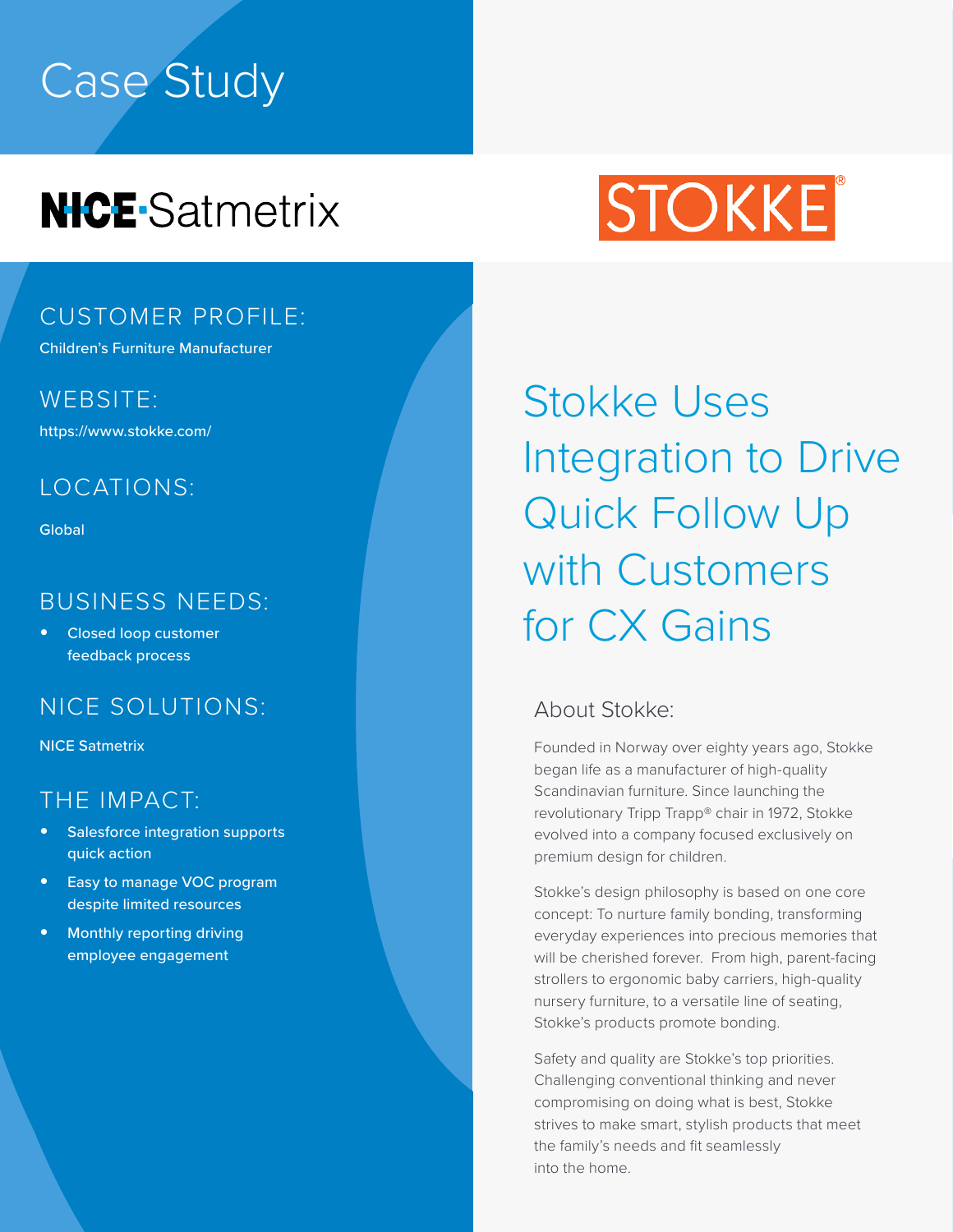# Case Study

NICE Satmetrix

STOKKE®

## Stokke Uses Integration to Drive Quick Follow Up with Customers for CX Gains

### CUSTOMER PROFILE:

Children's Furniture Manufacturer

### WEBSITE:

https://www.stokke.com/

### LOCATIONS:

Global

### BUSINESS NEEDS:

- Closed loop customer feedback process

### NICE SOLUTIONS:

NICE Satmetrix

### THE IMPACT:

- Salesforce integration supports quick action
- Easy to manage VOC program despite limited resources
- Monthly reporting driving employee engagement

### About Stokke:

Founded in Norway over eighty years ago, Stokke began life as a manufacturer of high-quality Scandinavian furniture. Since launching the revolutionary Tripp Trapp® chair in 1972, Stokke evolved into a company focused exclusively on premium design for children.

Stokke's design philosophy is based on one core concept: To nurture family bonding, transforming everyday experiences into precious memories that will be cherished forever. From high, parent-facing strollers to ergonomic baby carriers, high-quality nursery furniture, to a versatile line of seating, Stokke's products promote bonding.

Safety and quality are Stokke's top priorities. Challenging conventional thinking and never compromising on doing what is best, Stokke strives to make smart, stylish products that meet the family's needs and fit seamlessly into the home.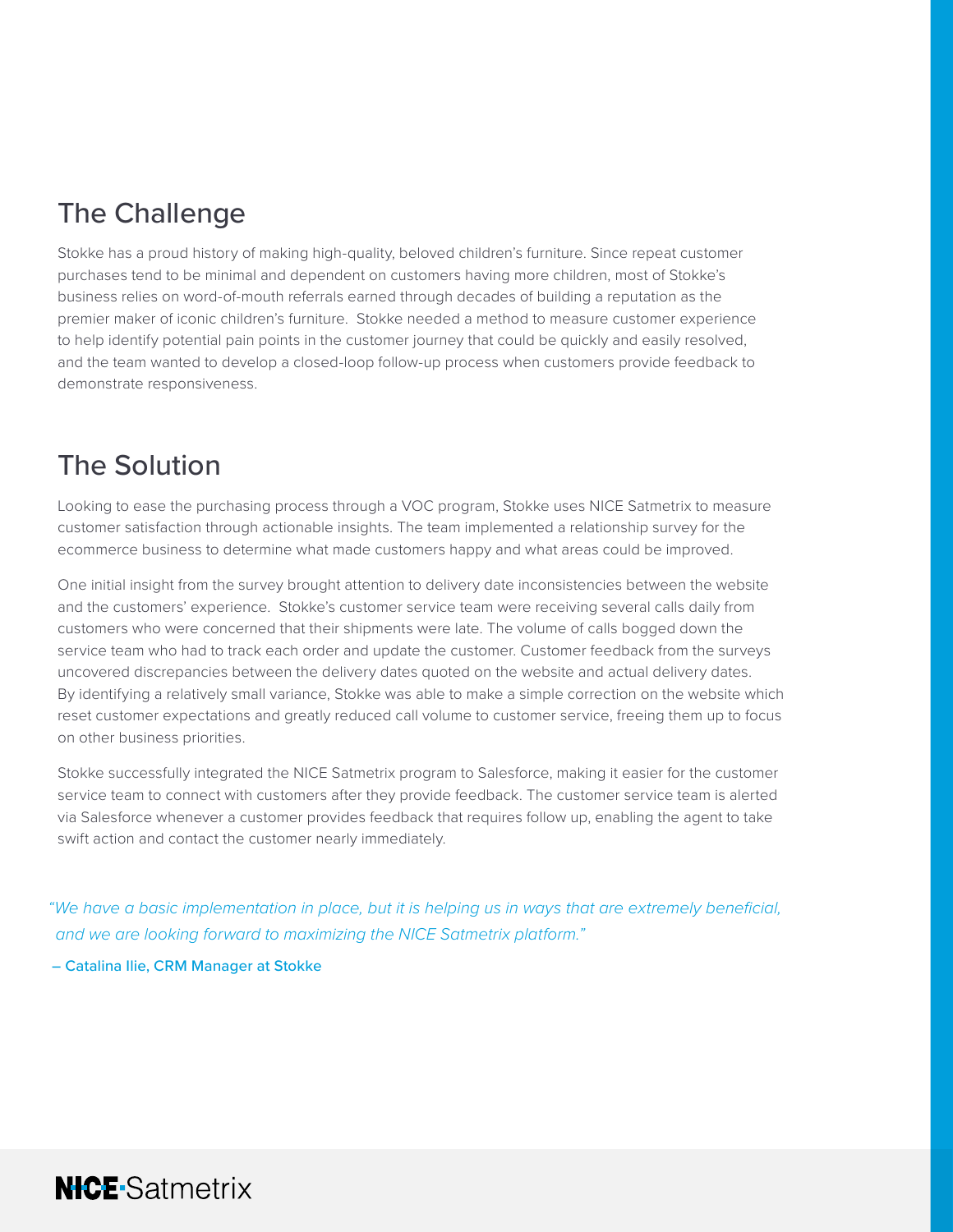## The Challenge

Stokke has a proud history of making high-quality, beloved children's furniture. Since repeat customer purchases tend to be minimal and dependent on customers having more children, most of Stokke's business relies on word-of-mouth referrals earned through decades of building a reputation as the premier maker of iconic children's furniture. Stokke needed a method to measure customer experience to help identify potential pain points in the customer journey that could be quickly and easily resolved, and the team wanted to develop a closed-loop follow-up process when customers provide feedback to demonstrate responsiveness.

## The Solution

Looking to ease the purchasing process through a VOC program, Stokke uses NICE Satmetrix to measure customer satisfaction through actionable insights. The team implemented a relationship survey for the ecommerce business to determine what made customers happy and what areas could be improved.

One initial insight from the survey brought attention to delivery date inconsistencies between the website and the customers' experience. Stokke's customer service team were receiving several calls daily from customers who were concerned that their shipments were late. The volume of calls bogged down the service team who had to track each order and update the customer. Customer feedback from the surveys uncovered discrepancies between the delivery dates quoted on the website and actual delivery dates. By identifying a relatively small variance, Stokke was able to make a simple correction on the website which reset customer expectations and greatly reduced call volume to customer service, freeing them up to focus on other business priorities.

Stokke successfully integrated the NICE Satmetrix program to Salesforce, making it easier for the customer service team to connect with customers after they provide feedback. The customer service team is alerted via Salesforce whenever a customer provides feedback that requires follow up, enabling the agent to take swift action and contact the customer nearly immediately.

*"We have a basic implementation in place, but it is helping us in ways that are extremely beneficial, and we are looking forward to maximizing the NICE Satmetrix platform."*

– Catalina Ilie, CRM Manager at Stokke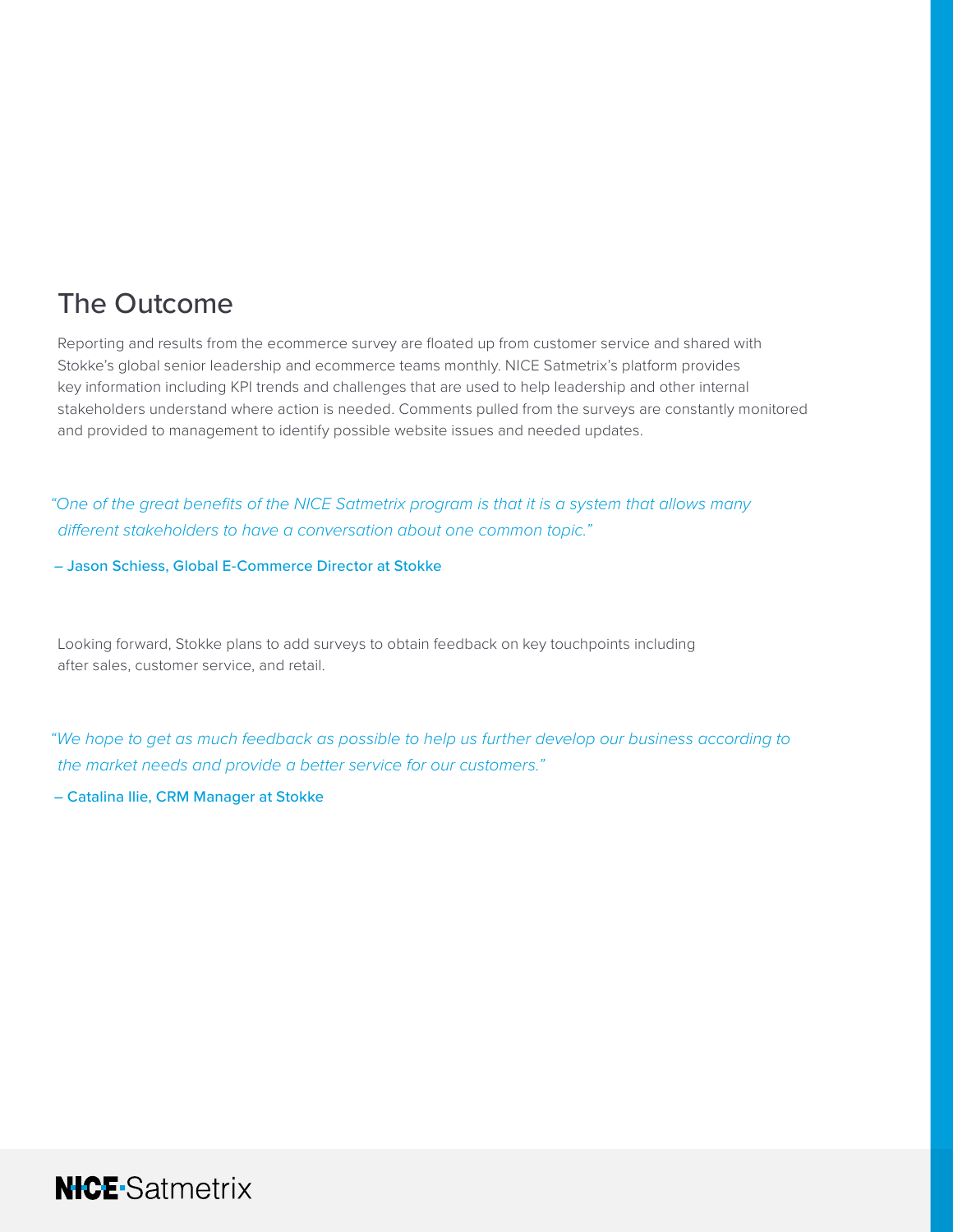## The Outcome

Reporting and results from the ecommerce survey are floated up from customer service and shared with Stokke's global senior leadership and ecommerce teams monthly. NICE Satmetrix's platform provides key information including KPI trends and challenges that are used to help leadership and other internal stakeholders understand where action is needed. Comments pulled from the surveys are constantly monitored and provided to management to identify possible website issues and needed updates.

*"One of the great benefits of the NICE Satmetrix program is that it is a system that allows many different stakeholders to have a conversation about one common topic."*

– Jason Schiess, Global E-Commerce Director at Stokke

Looking forward, Stokke plans to add surveys to obtain feedback on key touchpoints including after sales, customer service, and retail.

*"We hope to get as much feedback as possible to help us further develop our business according to the market needs and provide a better service for our customers."*

– Catalina Ilie, CRM Manager at Stokke

NICE Satmetrix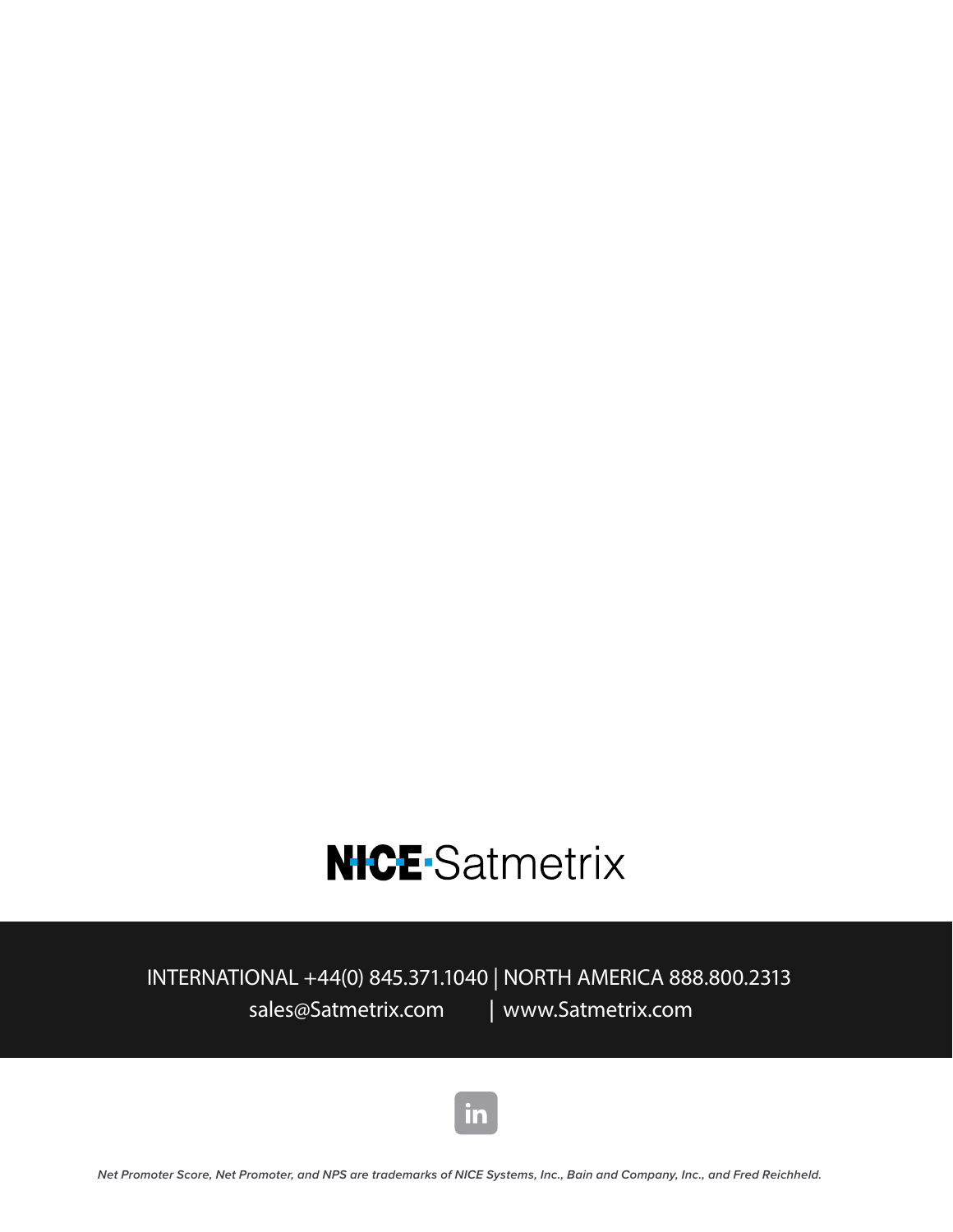NICE Satmetrix

INTERNATIONAL +44(0) 845.371.1040 | NORTH AMERICA 888.800.2313

sales@Satmetrix.com | www.Satmetrix.com

*Net Promoter Score, Net Promoter, and NPS are trademarks of NICE Systems, Inc., Bain and Company, Inc., and Fred Reichheld.*